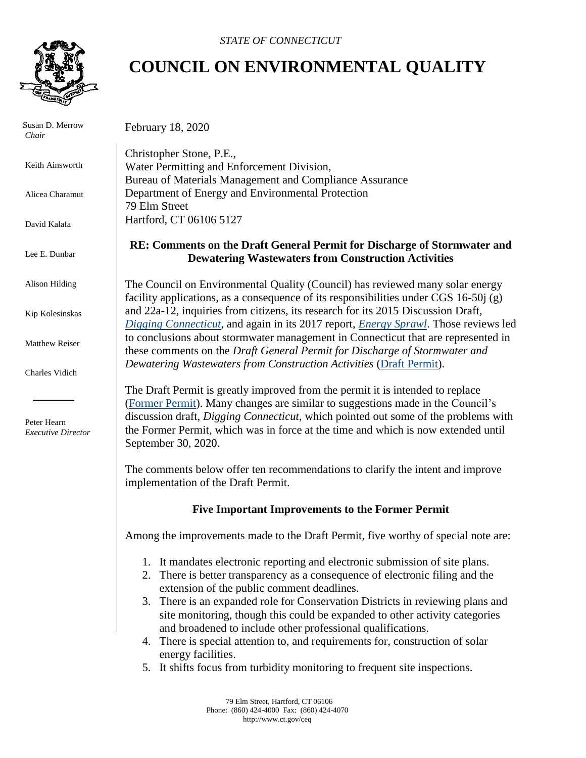*STATE OF CONNECTICUT*

# COUNCIL ON ENVIRONMENTAL QUALITY

Susan D. Merrow
*Chair*

Keith Ainsworth

Alicea Charamut

David Kalafa

Lee E. Dunbar

Alison Hilding

Kip Kolesinskas

Matthew Reiser

Charles Vidich

Peter Hearn
*Executive Director*

February 18, 2020

Christopher Stone, P.E.,
Water Permitting and Enforcement Division,
Bureau of Materials Management and Compliance Assurance
Department of Energy and Environmental Protection
79 Elm Street
Hartford, CT 06106 5127

**RE: Comments on the Draft General Permit for Discharge of Stormwater and Dewatering Wastewaters from Construction Activities**

The Council on Environmental Quality (Council) has reviewed many solar energy facility applications, as a consequence of its responsibilities under CGS 16-50j (g) and 22a-12, inquiries from citizens, its research for its 2015 Discussion Draft, *Digging Connecticut*, and again in its 2017 report, *Energy Sprawl*. Those reviews led to conclusions about stormwater management in Connecticut that are represented in these comments on the *Draft General Permit for Discharge of Stormwater and Dewatering Wastewaters from Construction Activities* (Draft Permit).

The Draft Permit is greatly improved from the permit it is intended to replace (Former Permit). Many changes are similar to suggestions made in the Council's discussion draft, *Digging Connecticut*, which pointed out some of the problems with the Former Permit, which was in force at the time and which is now extended until September 30, 2020.

The comments below offer ten recommendations to clarify the intent and improve implementation of the Draft Permit.

### Five Important Improvements to the Former Permit

Among the improvements made to the Draft Permit, five worthy of special note are:

1. It mandates electronic reporting and electronic submission of site plans.
2. There is better transparency as a consequence of electronic filing and the extension of the public comment deadlines.
3. There is an expanded role for Conservation Districts in reviewing plans and site monitoring, though this could be expanded to other activity categories and broadened to include other professional qualifications.
4. There is special attention to, and requirements for, construction of solar energy facilities.
5. It shifts focus from turbidity monitoring to frequent site inspections.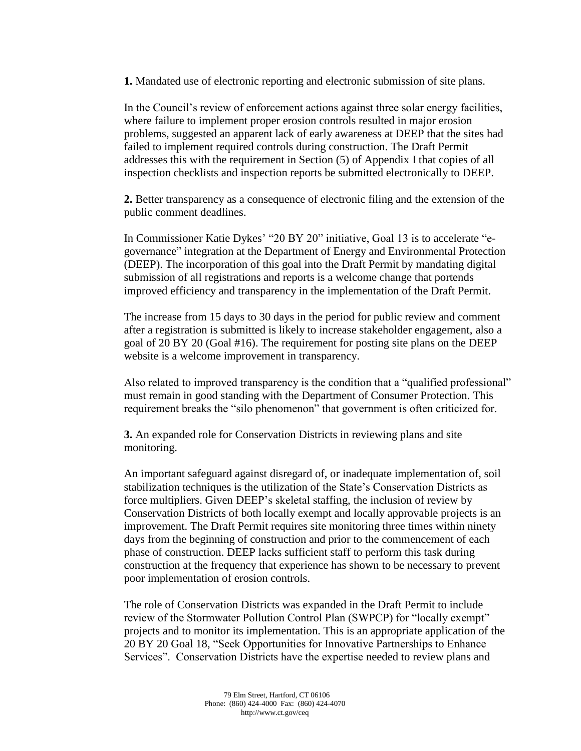**1.** Mandated use of electronic reporting and electronic submission of site plans.

In the Council's review of enforcement actions against three solar energy facilities, where failure to implement proper erosion controls resulted in major erosion problems, suggested an apparent lack of early awareness at DEEP that the sites had failed to implement required controls during construction. The Draft Permit addresses this with the requirement in Section (5) of Appendix I that copies of all inspection checklists and inspection reports be submitted electronically to DEEP.

**2.** Better transparency as a consequence of electronic filing and the extension of the public comment deadlines.

In Commissioner Katie Dykes' "20 BY 20" initiative, Goal 13 is to accelerate "e-governance" integration at the Department of Energy and Environmental Protection (DEEP). The incorporation of this goal into the Draft Permit by mandating digital submission of all registrations and reports is a welcome change that portends improved efficiency and transparency in the implementation of the Draft Permit.

The increase from 15 days to 30 days in the period for public review and comment after a registration is submitted is likely to increase stakeholder engagement, also a goal of 20 BY 20 (Goal #16). The requirement for posting site plans on the DEEP website is a welcome improvement in transparency.

Also related to improved transparency is the condition that a "qualified professional" must remain in good standing with the Department of Consumer Protection. This requirement breaks the "silo phenomenon" that government is often criticized for.

**3.** An expanded role for Conservation Districts in reviewing plans and site monitoring.

An important safeguard against disregard of, or inadequate implementation of, soil stabilization techniques is the utilization of the State's Conservation Districts as force multipliers. Given DEEP's skeletal staffing, the inclusion of review by Conservation Districts of both locally exempt and locally approvable projects is an improvement. The Draft Permit requires site monitoring three times within ninety days from the beginning of construction and prior to the commencement of each phase of construction. DEEP lacks sufficient staff to perform this task during construction at the frequency that experience has shown to be necessary to prevent poor implementation of erosion controls.

The role of Conservation Districts was expanded in the Draft Permit to include review of the Stormwater Pollution Control Plan (SWPCP) for "locally exempt" projects and to monitor its implementation. This is an appropriate application of the 20 BY 20 Goal 18, "Seek Opportunities for Innovative Partnerships to Enhance Services". Conservation Districts have the expertise needed to review plans and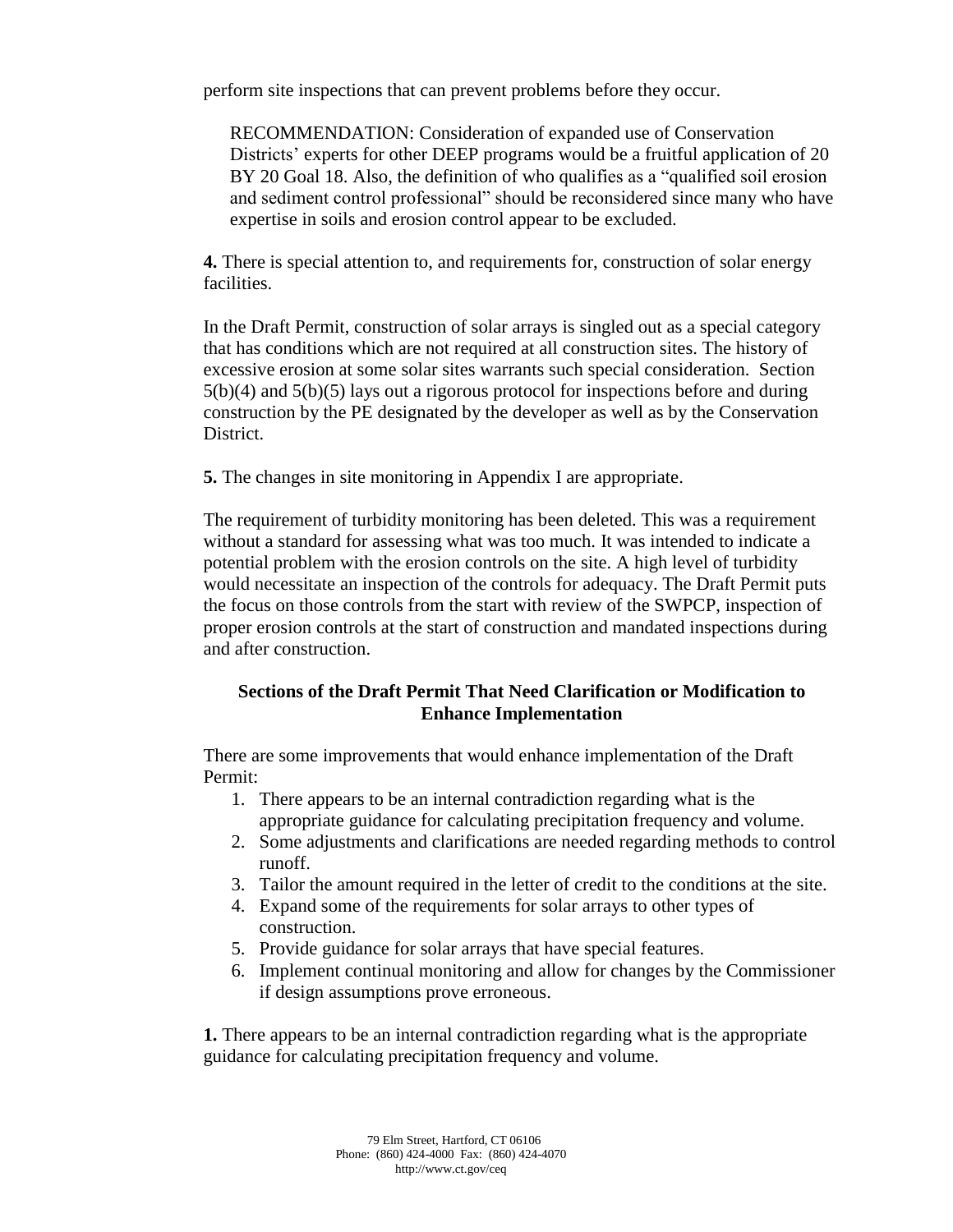perform site inspections that can prevent problems before they occur.

> RECOMMENDATION: Consideration of expanded use of Conservation Districts' experts for other DEEP programs would be a fruitful application of 20 BY 20 Goal 18. Also, the definition of who qualifies as a "qualified soil erosion and sediment control professional" should be reconsidered since many who have expertise in soils and erosion control appear to be excluded.

**4.** There is special attention to, and requirements for, construction of solar energy facilities.

In the Draft Permit, construction of solar arrays is singled out as a special category that has conditions which are not required at all construction sites. The history of excessive erosion at some solar sites warrants such special consideration. Section 5(b)(4) and 5(b)(5) lays out a rigorous protocol for inspections before and during construction by the PE designated by the developer as well as by the Conservation District.

**5.** The changes in site monitoring in Appendix I are appropriate.

The requirement of turbidity monitoring has been deleted. This was a requirement without a standard for assessing what was too much. It was intended to indicate a potential problem with the erosion controls on the site. A high level of turbidity would necessitate an inspection of the controls for adequacy. The Draft Permit puts the focus on those controls from the start with review of the SWPCP, inspection of proper erosion controls at the start of construction and mandated inspections during and after construction.

## Sections of the Draft Permit That Need Clarification or Modification to Enhance Implementation

There are some improvements that would enhance implementation of the Draft Permit:

1. There appears to be an internal contradiction regarding what is the appropriate guidance for calculating precipitation frequency and volume.
2. Some adjustments and clarifications are needed regarding methods to control runoff.
3. Tailor the amount required in the letter of credit to the conditions at the site.
4. Expand some of the requirements for solar arrays to other types of construction.
5. Provide guidance for solar arrays that have special features.
6. Implement continual monitoring and allow for changes by the Commissioner if design assumptions prove erroneous.

**1.** There appears to be an internal contradiction regarding what is the appropriate guidance for calculating precipitation frequency and volume.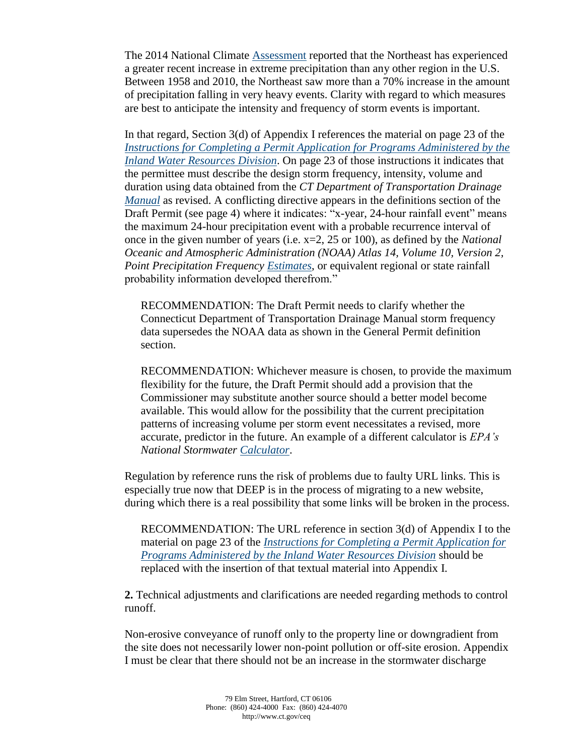The 2014 National Climate Assessment reported that the Northeast has experienced a greater recent increase in extreme precipitation than any other region in the U.S. Between 1958 and 2010, the Northeast saw more than a 70% increase in the amount of precipitation falling in very heavy events. Clarity with regard to which measures are best to anticipate the intensity and frequency of storm events is important.

In that regard, Section 3(d) of Appendix I references the material on page 23 of the *Instructions for Completing a Permit Application for Programs Administered by the Inland Water Resources Division*. On page 23 of those instructions it indicates that the permittee must describe the design storm frequency, intensity, volume and duration using data obtained from the *CT Department of Transportation Drainage Manual* as revised. A conflicting directive appears in the definitions section of the Draft Permit (see page 4) where it indicates: "x-year, 24-hour rainfall event" means the maximum 24-hour precipitation event with a probable recurrence interval of once in the given number of years (i.e. x=2, 25 or 100), as defined by the *National Oceanic and Atmospheric Administration (NOAA) Atlas 14, Volume 10, Version 2, Point Precipitation Frequency Estimates*, or equivalent regional or state rainfall probability information developed therefrom."

> RECOMMENDATION: The Draft Permit needs to clarify whether the Connecticut Department of Transportation Drainage Manual storm frequency data supersedes the NOAA data as shown in the General Permit definition section.

> RECOMMENDATION: Whichever measure is chosen, to provide the maximum flexibility for the future, the Draft Permit should add a provision that the Commissioner may substitute another source should a better model become available. This would allow for the possibility that the current precipitation patterns of increasing volume per storm event necessitates a revised, more accurate, predictor in the future. An example of a different calculator is *EPA's National Stormwater Calculator*.

Regulation by reference runs the risk of problems due to faulty URL links. This is especially true now that DEEP is in the process of migrating to a new website, during which there is a real possibility that some links will be broken in the process.

> RECOMMENDATION: The URL reference in section 3(d) of Appendix I to the material on page 23 of the *Instructions for Completing a Permit Application for Programs Administered by the Inland Water Resources Division* should be replaced with the insertion of that textual material into Appendix I.

**2.** Technical adjustments and clarifications are needed regarding methods to control runoff.

Non-erosive conveyance of runoff only to the property line or downgradient from the site does not necessarily lower non-point pollution or off-site erosion. Appendix I must be clear that there should not be an increase in the stormwater discharge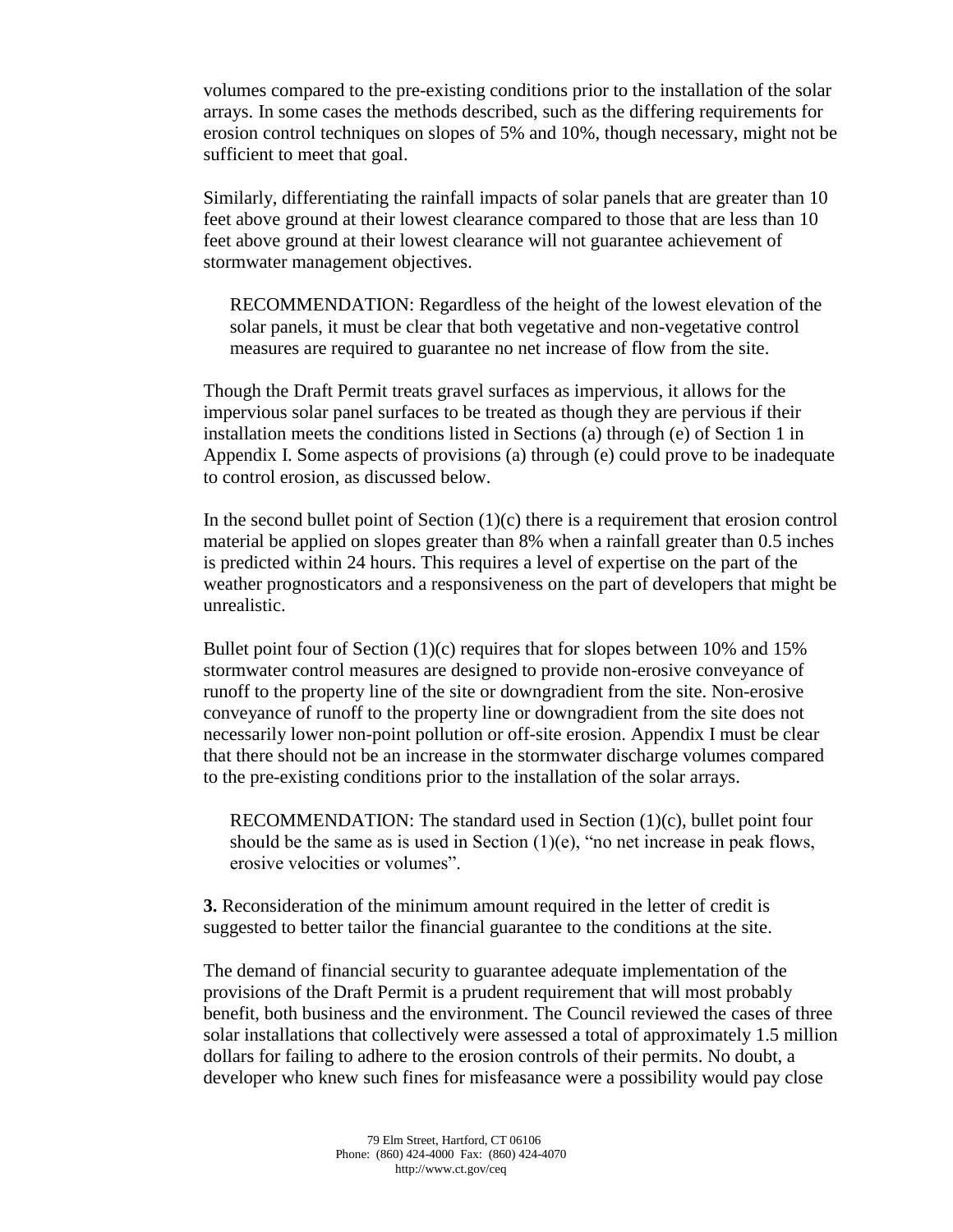volumes compared to the pre-existing conditions prior to the installation of the solar arrays. In some cases the methods described, such as the differing requirements for erosion control techniques on slopes of 5% and 10%, though necessary, might not be sufficient to meet that goal.

Similarly, differentiating the rainfall impacts of solar panels that are greater than 10 feet above ground at their lowest clearance compared to those that are less than 10 feet above ground at their lowest clearance will not guarantee achievement of stormwater management objectives.

> RECOMMENDATION: Regardless of the height of the lowest elevation of the solar panels, it must be clear that both vegetative and non-vegetative control measures are required to guarantee no net increase of flow from the site.

Though the Draft Permit treats gravel surfaces as impervious, it allows for the impervious solar panel surfaces to be treated as though they are pervious if their installation meets the conditions listed in Sections (a) through (e) of Section 1 in Appendix I. Some aspects of provisions (a) through (e) could prove to be inadequate to control erosion, as discussed below.

In the second bullet point of Section (1)(c) there is a requirement that erosion control material be applied on slopes greater than 8% when a rainfall greater than 0.5 inches is predicted within 24 hours. This requires a level of expertise on the part of the weather prognosticators and a responsiveness on the part of developers that might be unrealistic.

Bullet point four of Section (1)(c) requires that for slopes between 10% and 15% stormwater control measures are designed to provide non-erosive conveyance of runoff to the property line of the site or downgradient from the site. Non-erosive conveyance of runoff to the property line or downgradient from the site does not necessarily lower non-point pollution or off-site erosion. Appendix I must be clear that there should not be an increase in the stormwater discharge volumes compared to the pre-existing conditions prior to the installation of the solar arrays.

> RECOMMENDATION: The standard used in Section (1)(c), bullet point four should be the same as is used in Section (1)(e), "no net increase in peak flows, erosive velocities or volumes".

**3.** Reconsideration of the minimum amount required in the letter of credit is suggested to better tailor the financial guarantee to the conditions at the site.

The demand of financial security to guarantee adequate implementation of the provisions of the Draft Permit is a prudent requirement that will most probably benefit, both business and the environment. The Council reviewed the cases of three solar installations that collectively were assessed a total of approximately 1.5 million dollars for failing to adhere to the erosion controls of their permits. No doubt, a developer who knew such fines for misfeasance were a possibility would pay close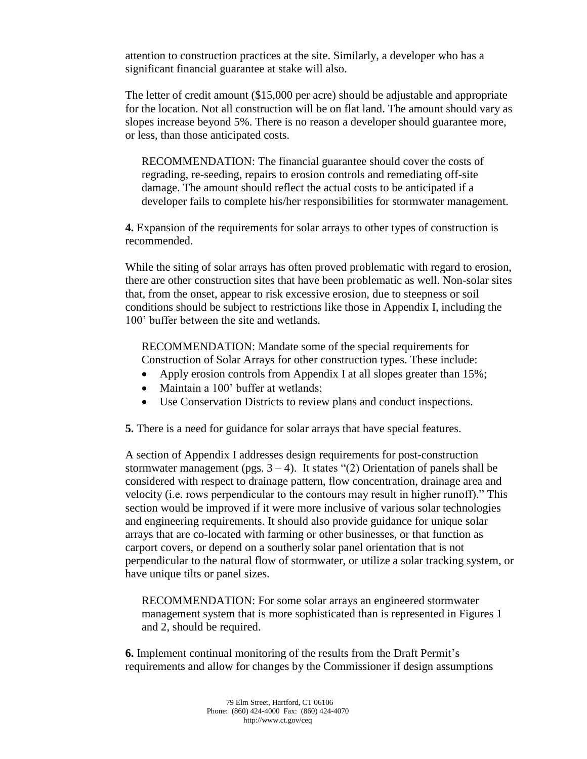attention to construction practices at the site. Similarly, a developer who has a significant financial guarantee at stake will also.

The letter of credit amount ($15,000 per acre) should be adjustable and appropriate for the location. Not all construction will be on flat land. The amount should vary as slopes increase beyond 5%. There is no reason a developer should guarantee more, or less, than those anticipated costs.

> RECOMMENDATION: The financial guarantee should cover the costs of regrading, re-seeding, repairs to erosion controls and remediating off-site damage. The amount should reflect the actual costs to be anticipated if a developer fails to complete his/her responsibilities for stormwater management.

**4.** Expansion of the requirements for solar arrays to other types of construction is recommended.

While the siting of solar arrays has often proved problematic with regard to erosion, there are other construction sites that have been problematic as well. Non-solar sites that, from the onset, appear to risk excessive erosion, due to steepness or soil conditions should be subject to restrictions like those in Appendix I, including the 100' buffer between the site and wetlands.

> RECOMMENDATION: Mandate some of the special requirements for Construction of Solar Arrays for other construction types. These include:
> - Apply erosion controls from Appendix I at all slopes greater than 15%;
> - Maintain a 100' buffer at wetlands;
> - Use Conservation Districts to review plans and conduct inspections.

**5.** There is a need for guidance for solar arrays that have special features.

A section of Appendix I addresses design requirements for post-construction stormwater management (pgs. 3 – 4). It states "(2) Orientation of panels shall be considered with respect to drainage pattern, flow concentration, drainage area and velocity (i.e. rows perpendicular to the contours may result in higher runoff)." This section would be improved if it were more inclusive of various solar technologies and engineering requirements. It should also provide guidance for unique solar arrays that are co-located with farming or other businesses, or that function as carport covers, or depend on a southerly solar panel orientation that is not perpendicular to the natural flow of stormwater, or utilize a solar tracking system, or have unique tilts or panel sizes.

> RECOMMENDATION: For some solar arrays an engineered stormwater management system that is more sophisticated than is represented in Figures 1 and 2, should be required.

**6.** Implement continual monitoring of the results from the Draft Permit's requirements and allow for changes by the Commissioner if design assumptions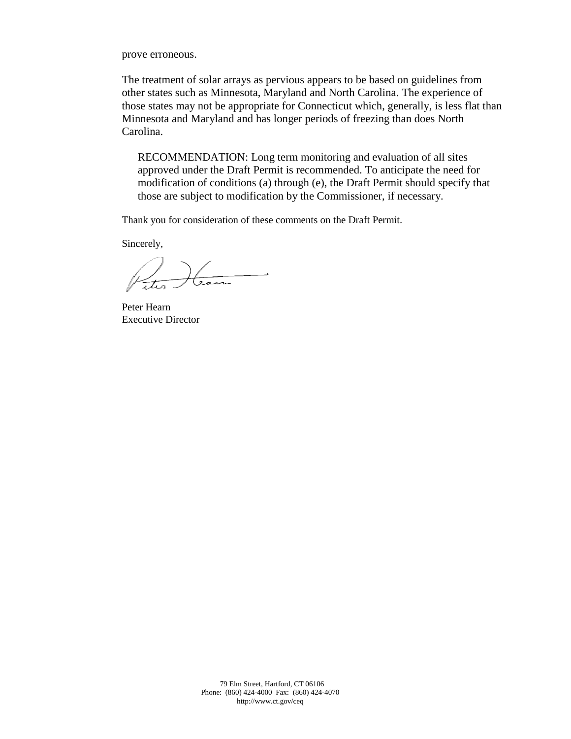prove erroneous.

The treatment of solar arrays as pervious appears to be based on guidelines from other states such as Minnesota, Maryland and North Carolina. The experience of those states may not be appropriate for Connecticut which, generally, is less flat than Minnesota and Maryland and has longer periods of freezing than does North Carolina.

> RECOMMENDATION: Long term monitoring and evaluation of all sites approved under the Draft Permit is recommended. To anticipate the need for modification of conditions (a) through (e), the Draft Permit should specify that those are subject to modification by the Commissioner, if necessary.

Thank you for consideration of these comments on the Draft Permit.

Sincerely,

Peter Hearn
Executive Director

79 Elm Street, Hartford, CT 06106
Phone: (860) 424-4000 Fax: (860) 424-4070
http://www.ct.gov/ceq